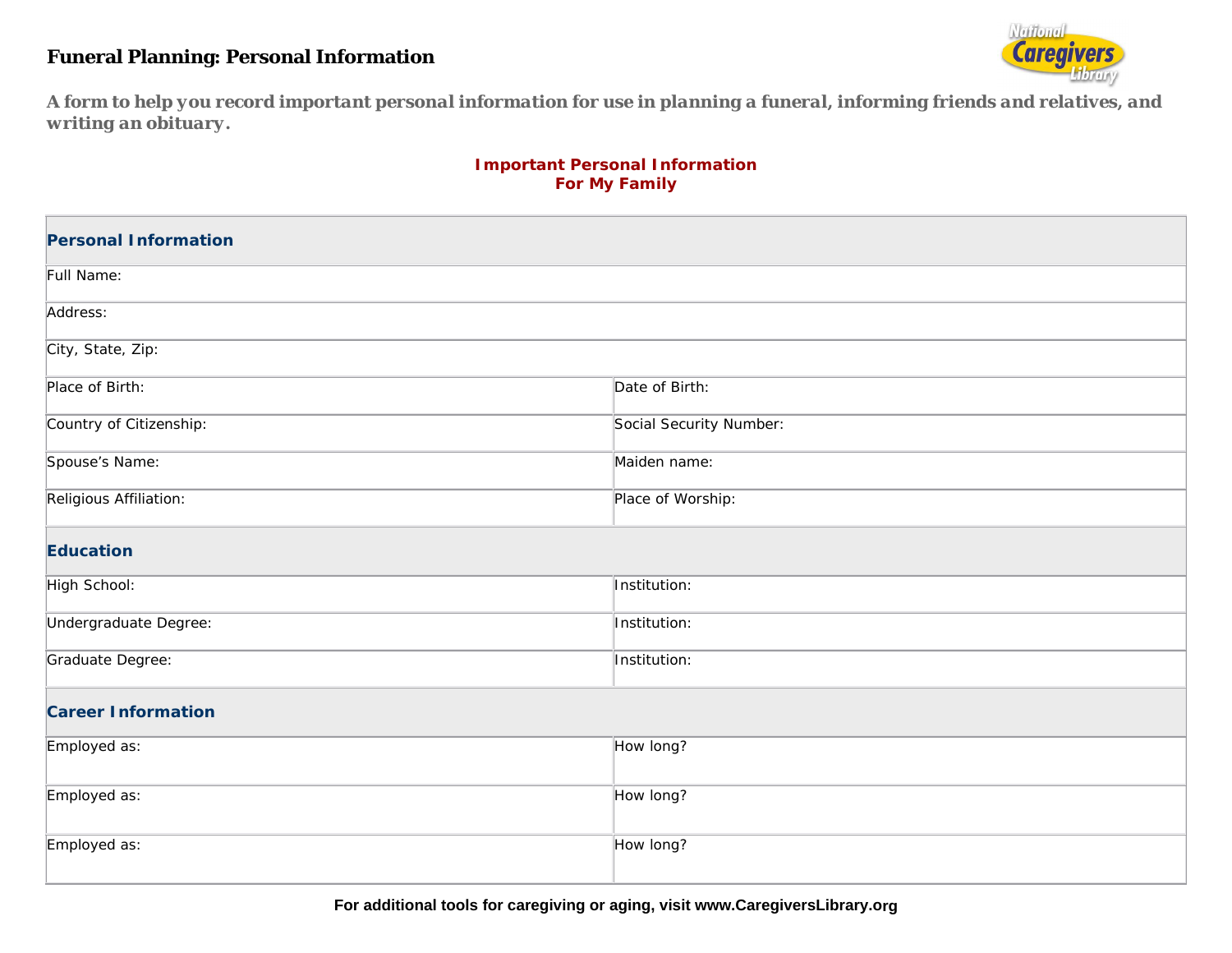# Funeral Planning: Personal Information

***A form to help you record important personal information for use in planning a funeral, informing friends and relatives, and writing an obituary.***

**Important Personal Information**
**For My Family**

| **Personal Information** | |
|---|---|
| Full Name: | |
| Address: | |
| City, State, Zip: | |
| Place of Birth: | Date of Birth: |
| Country of Citizenship: | Social Security Number: |
| Spouse's Name: | Maiden name: |
| Religious Affiliation: | Place of Worship: |
| **Education** | |
| High School: | Institution: |
| Undergraduate Degree: | Institution: |
| Graduate Degree: | Institution: |
| **Career Information** | |
| Employed as: | How long? |
| Employed as: | How long? |
| Employed as: | How long? |

**For additional tools for caregiving or aging, visit www.CaregiversLibrary.org**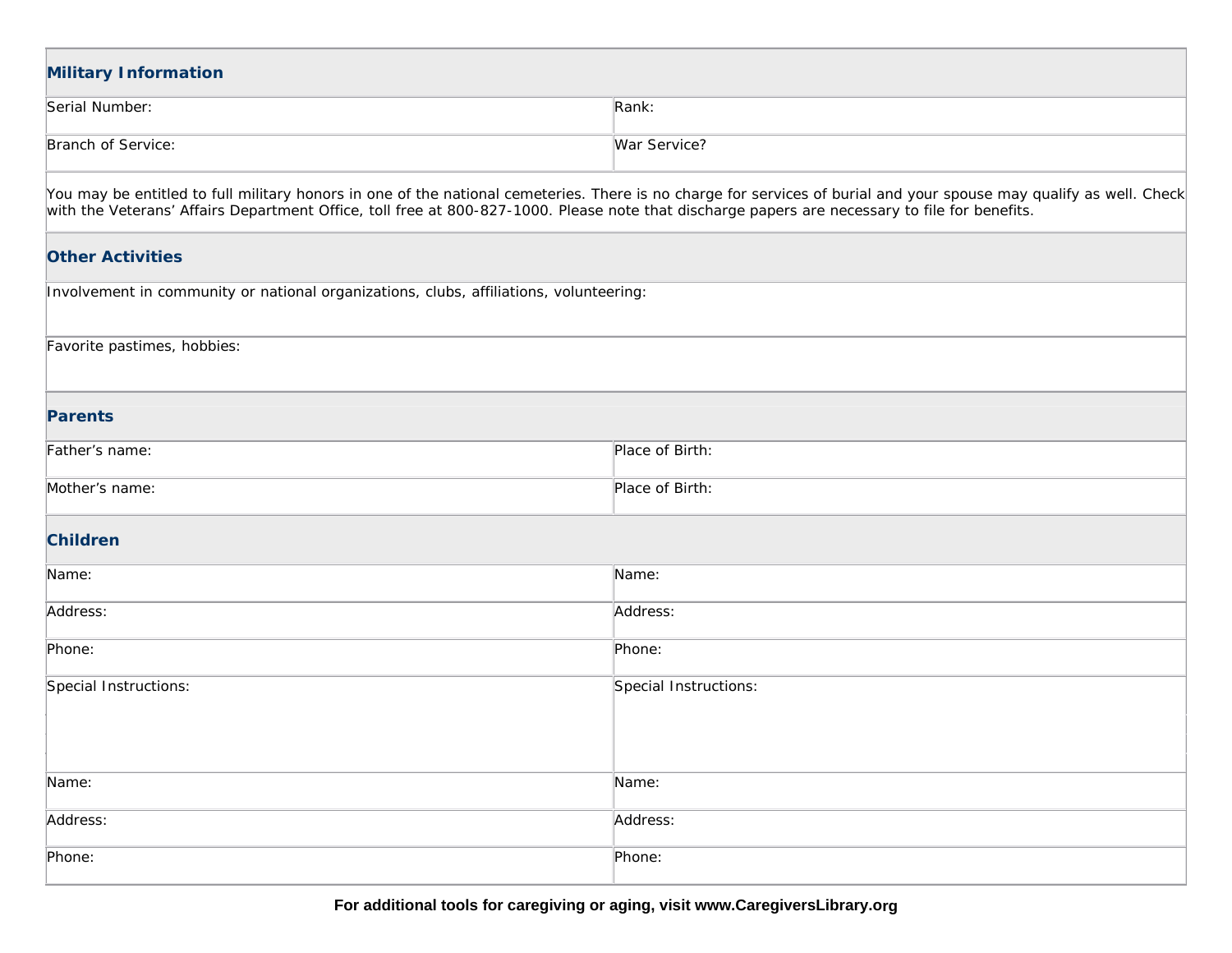## Military Information

| | |
|---|---|
| Serial Number: | Rank: |
| Branch of Service: | War Service? |

You may be entitled to full military honors in one of the national cemeteries. There is no charge for services of burial and your spouse may qualify as well. Check with the Veterans' Affairs Department Office, toll free at 800-827-1000. Please note that discharge papers are necessary to file for benefits.

## Other Activities

Involvement in community or national organizations, clubs, affiliations, volunteering:

Favorite pastimes, hobbies:

## Parents

| | |
|---|---|
| Father's name: | Place of Birth: |
| Mother's name: | Place of Birth: |

## Children

| | |
|---|---|
| Name: | Name: |
| Address: | Address: |
| Phone: | Phone: |
| Special Instructions: | Special Instructions: |
| Name: | Name: |
| Address: | Address: |
| Phone: | Phone: |

**For additional tools for caregiving or aging, visit www.CaregiversLibrary.org**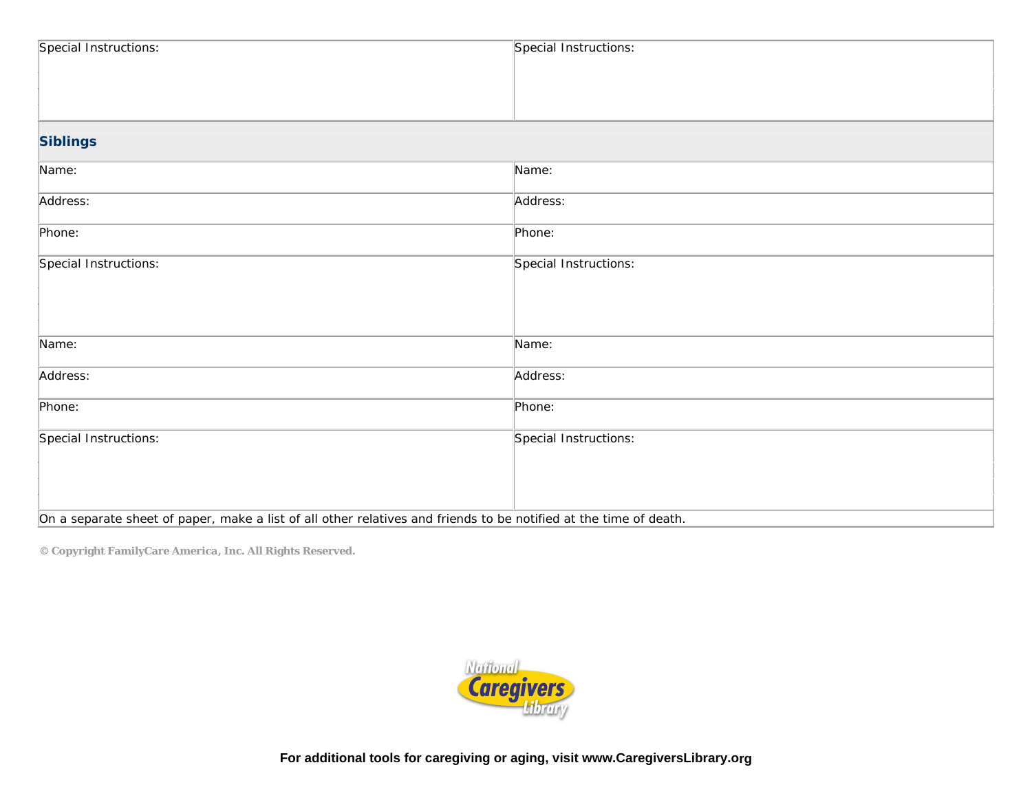| | |
|---|---|
| Special Instructions: | Special Instructions: |

## Siblings

| | |
|---|---|
| Name: | Name: |
| Address: | Address: |
| Phone: | Phone: |
| Special Instructions: | Special Instructions: |
| Name: | Name: |
| Address: | Address: |
| Phone: | Phone: |
| Special Instructions: | Special Instructions: |

On a separate sheet of paper, make a list of all other relatives and friends to be notified at the time of death.

© Copyright FamilyCare America, Inc. All Rights Reserved.

National Caregivers Library

**For additional tools for caregiving or aging, visit www.CaregiversLibrary.org**